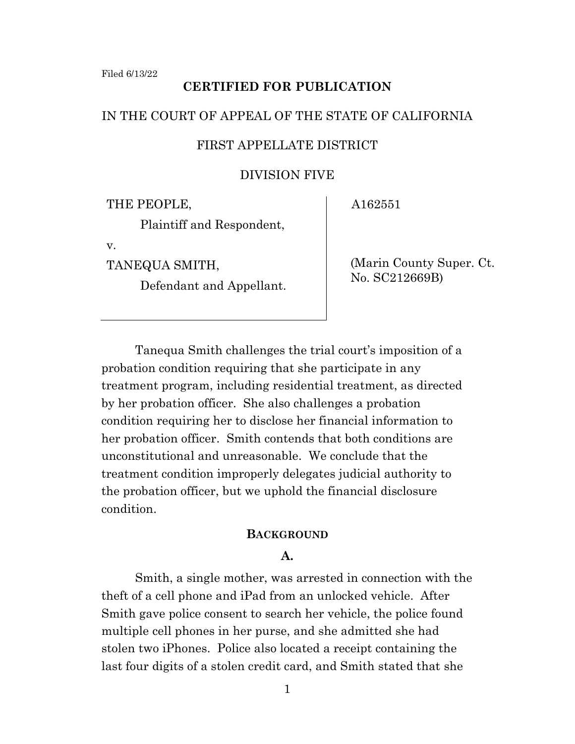Filed 6/13/22

**CERTIFIED FOR PUBLICATION**

IN THE COURT OF APPEAL OF THE STATE OF CALIFORNIA

FIRST APPELLATE DISTRICT

DIVISION FIVE

| | |
|---|---|
| THE PEOPLE,<br>Plaintiff and Respondent,<br>v.<br>TANEQUA SMITH,<br>Defendant and Appellant. | A162551<br><br>(Marin County Super. Ct. No. SC212669B) |

Tanequa Smith challenges the trial court's imposition of a probation condition requiring that she participate in any treatment program, including residential treatment, as directed by her probation officer. She also challenges a probation condition requiring her to disclose her financial information to her probation officer. Smith contends that both conditions are unconstitutional and unreasonable. We conclude that the treatment condition improperly delegates judicial authority to the probation officer, but we uphold the financial disclosure condition.

## BACKGROUND

### A.

Smith, a single mother, was arrested in connection with the theft of a cell phone and iPad from an unlocked vehicle. After Smith gave police consent to search her vehicle, the police found multiple cell phones in her purse, and she admitted she had stolen two iPhones. Police also located a receipt containing the last four digits of a stolen credit card, and Smith stated that she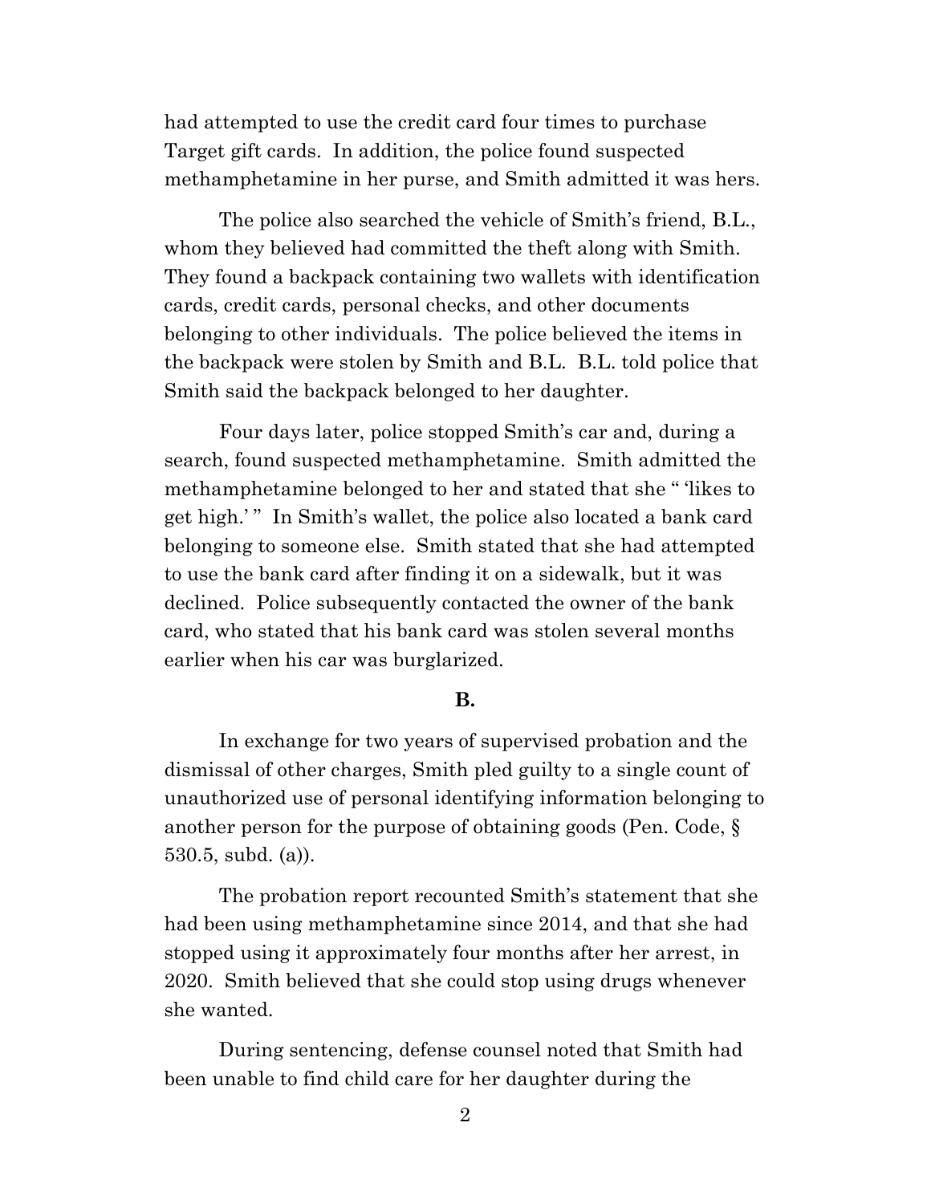had attempted to use the credit card four times to purchase Target gift cards. In addition, the police found suspected methamphetamine in her purse, and Smith admitted it was hers.

The police also searched the vehicle of Smith's friend, B.L., whom they believed had committed the theft along with Smith. They found a backpack containing two wallets with identification cards, credit cards, personal checks, and other documents belonging to other individuals. The police believed the items in the backpack were stolen by Smith and B.L. B.L. told police that Smith said the backpack belonged to her daughter.

Four days later, police stopped Smith's car and, during a search, found suspected methamphetamine. Smith admitted the methamphetamine belonged to her and stated that she " 'likes to get high.' " In Smith's wallet, the police also located a bank card belonging to someone else. Smith stated that she had attempted to use the bank card after finding it on a sidewalk, but it was declined. Police subsequently contacted the owner of the bank card, who stated that his bank card was stolen several months earlier when his car was burglarized.

**B.**

In exchange for two years of supervised probation and the dismissal of other charges, Smith pled guilty to a single count of unauthorized use of personal identifying information belonging to another person for the purpose of obtaining goods (Pen. Code, § 530.5, subd. (a)).

The probation report recounted Smith's statement that she had been using methamphetamine since 2014, and that she had stopped using it approximately four months after her arrest, in 2020. Smith believed that she could stop using drugs whenever she wanted.

During sentencing, defense counsel noted that Smith had been unable to find child care for her daughter during the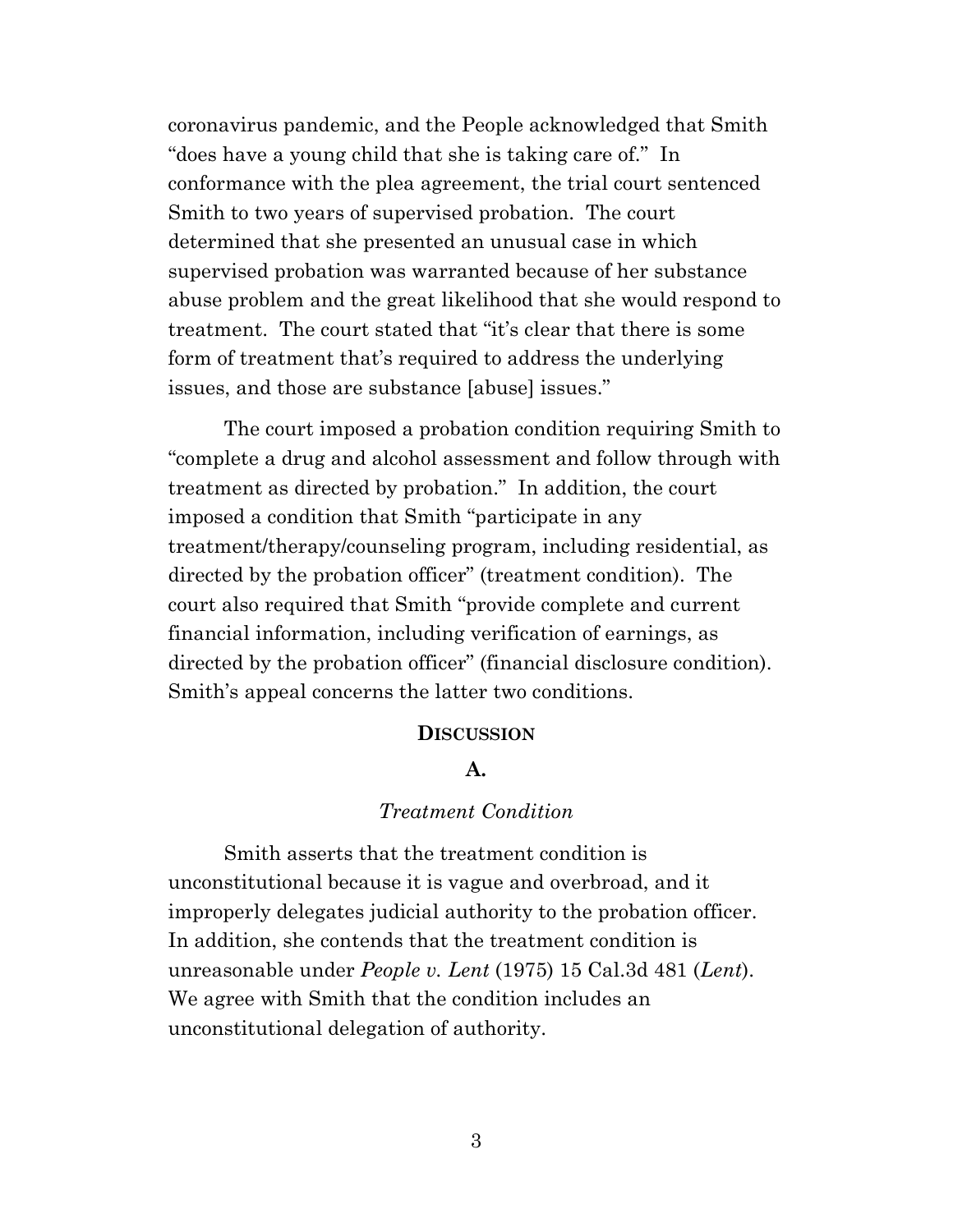coronavirus pandemic, and the People acknowledged that Smith "does have a young child that she is taking care of." In conformance with the plea agreement, the trial court sentenced Smith to two years of supervised probation. The court determined that she presented an unusual case in which supervised probation was warranted because of her substance abuse problem and the great likelihood that she would respond to treatment. The court stated that "it's clear that there is some form of treatment that's required to address the underlying issues, and those are substance [abuse] issues."

The court imposed a probation condition requiring Smith to "complete a drug and alcohol assessment and follow through with treatment as directed by probation." In addition, the court imposed a condition that Smith "participate in any treatment/therapy/counseling program, including residential, as directed by the probation officer" (treatment condition). The court also required that Smith "provide complete and current financial information, including verification of earnings, as directed by the probation officer" (financial disclosure condition). Smith's appeal concerns the latter two conditions.

## DISCUSSION

### A.

#### *Treatment Condition*

Smith asserts that the treatment condition is unconstitutional because it is vague and overbroad, and it improperly delegates judicial authority to the probation officer. In addition, she contends that the treatment condition is unreasonable under *People v. Lent* (1975) 15 Cal.3d 481 (*Lent*). We agree with Smith that the condition includes an unconstitutional delegation of authority.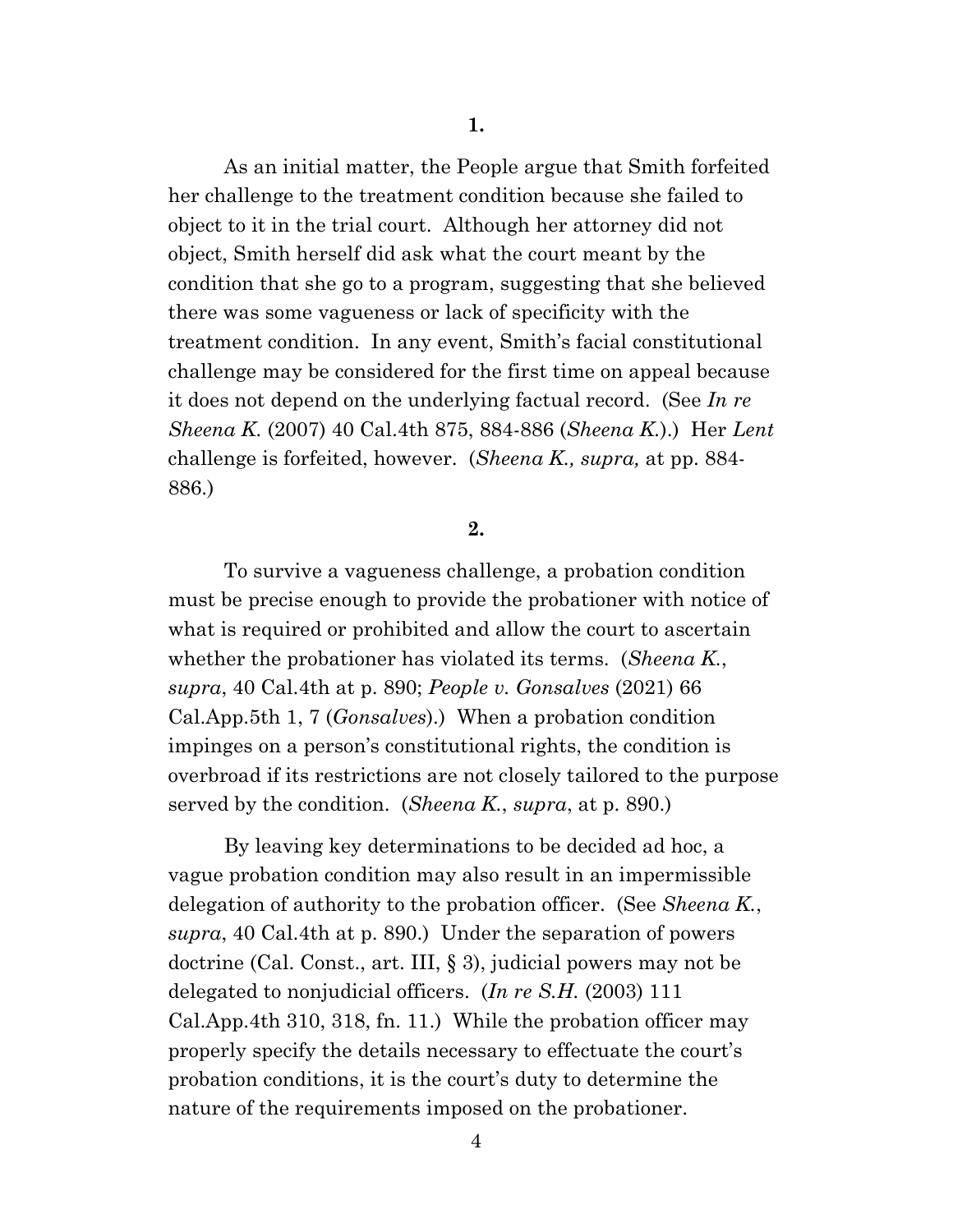**1.**

As an initial matter, the People argue that Smith forfeited her challenge to the treatment condition because she failed to object to it in the trial court. Although her attorney did not object, Smith herself did ask what the court meant by the condition that she go to a program, suggesting that she believed there was some vagueness or lack of specificity with the treatment condition. In any event, Smith's facial constitutional challenge may be considered for the first time on appeal because it does not depend on the underlying factual record. (See *In re Sheena K.* (2007) 40 Cal.4th 875, 884-886 (*Sheena K.*).) Her *Lent* challenge is forfeited, however. (*Sheena K., supra,* at pp. 884-886.)

**2.**

To survive a vagueness challenge, a probation condition must be precise enough to provide the probationer with notice of what is required or prohibited and allow the court to ascertain whether the probationer has violated its terms. (*Sheena K.*, *supra*, 40 Cal.4th at p. 890; *People v. Gonsalves* (2021) 66 Cal.App.5th 1, 7 (*Gonsalves*).) When a probation condition impinges on a person's constitutional rights, the condition is overbroad if its restrictions are not closely tailored to the purpose served by the condition. (*Sheena K.*, *supra*, at p. 890.)

By leaving key determinations to be decided ad hoc, a vague probation condition may also result in an impermissible delegation of authority to the probation officer. (See *Sheena K.*, *supra*, 40 Cal.4th at p. 890.) Under the separation of powers doctrine (Cal. Const., art. III, § 3), judicial powers may not be delegated to nonjudicial officers. (*In re S.H.* (2003) 111 Cal.App.4th 310, 318, fn. 11.) While the probation officer may properly specify the details necessary to effectuate the court's probation conditions, it is the court's duty to determine the nature of the requirements imposed on the probationer.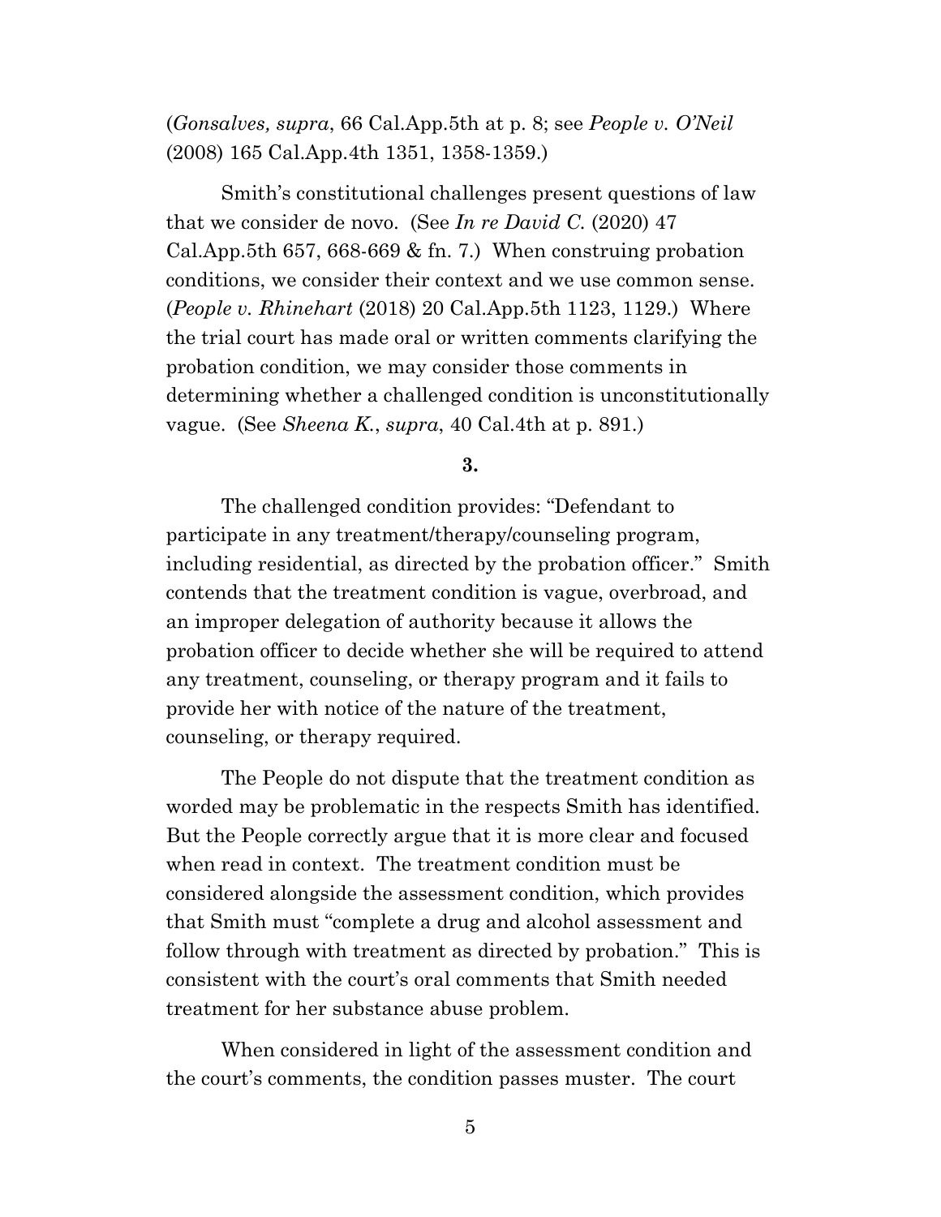(*Gonsalves, supra*, 66 Cal.App.5th at p. 8; see *People v. O'Neil* (2008) 165 Cal.App.4th 1351, 1358-1359.)

Smith's constitutional challenges present questions of law that we consider de novo. (See *In re David C.* (2020) 47 Cal.App.5th 657, 668-669 & fn. 7.) When construing probation conditions, we consider their context and we use common sense. (*People v. Rhinehart* (2018) 20 Cal.App.5th 1123, 1129.) Where the trial court has made oral or written comments clarifying the probation condition, we may consider those comments in determining whether a challenged condition is unconstitutionally vague. (See *Sheena K.*, *supra*, 40 Cal.4th at p. 891.)

**3.**

The challenged condition provides: "Defendant to participate in any treatment/therapy/counseling program, including residential, as directed by the probation officer." Smith contends that the treatment condition is vague, overbroad, and an improper delegation of authority because it allows the probation officer to decide whether she will be required to attend any treatment, counseling, or therapy program and it fails to provide her with notice of the nature of the treatment, counseling, or therapy required.

The People do not dispute that the treatment condition as worded may be problematic in the respects Smith has identified. But the People correctly argue that it is more clear and focused when read in context. The treatment condition must be considered alongside the assessment condition, which provides that Smith must "complete a drug and alcohol assessment and follow through with treatment as directed by probation." This is consistent with the court's oral comments that Smith needed treatment for her substance abuse problem.

When considered in light of the assessment condition and the court's comments, the condition passes muster. The court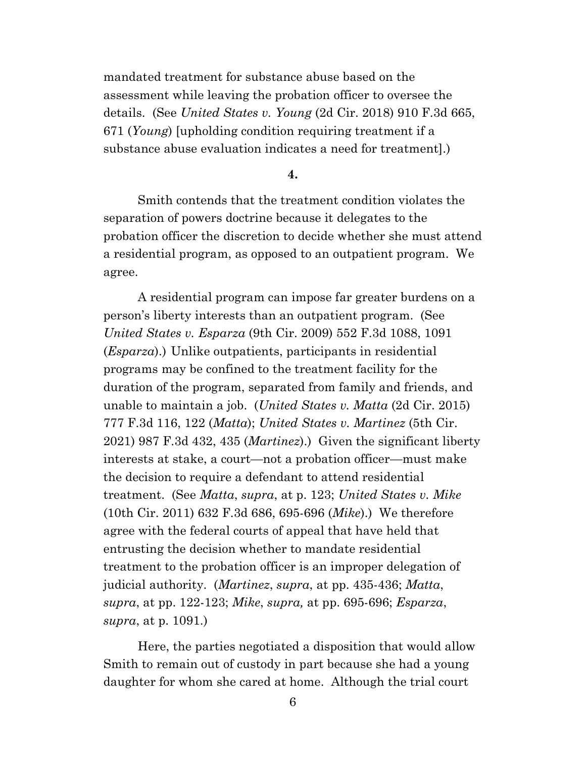mandated treatment for substance abuse based on the assessment while leaving the probation officer to oversee the details. (See *United States v. Young* (2d Cir. 2018) 910 F.3d 665, 671 (*Young*) [upholding condition requiring treatment if a substance abuse evaluation indicates a need for treatment].)

**4.**

Smith contends that the treatment condition violates the separation of powers doctrine because it delegates to the probation officer the discretion to decide whether she must attend a residential program, as opposed to an outpatient program. We agree.

A residential program can impose far greater burdens on a person's liberty interests than an outpatient program. (See *United States v. Esparza* (9th Cir. 2009) 552 F.3d 1088, 1091 (*Esparza*).) Unlike outpatients, participants in residential programs may be confined to the treatment facility for the duration of the program, separated from family and friends, and unable to maintain a job. (*United States v. Matta* (2d Cir. 2015) 777 F.3d 116, 122 (*Matta*); *United States v. Martinez* (5th Cir. 2021) 987 F.3d 432, 435 (*Martinez*).) Given the significant liberty interests at stake, a court—not a probation officer—must make the decision to require a defendant to attend residential treatment. (See *Matta*, *supra*, at p. 123; *United States v. Mike* (10th Cir. 2011) 632 F.3d 686, 695-696 (*Mike*).) We therefore agree with the federal courts of appeal that have held that entrusting the decision whether to mandate residential treatment to the probation officer is an improper delegation of judicial authority. (*Martinez*, *supra*, at pp. 435-436; *Matta*, *supra*, at pp. 122-123; *Mike*, *supra,* at pp. 695-696; *Esparza*, *supra*, at p. 1091.)

Here, the parties negotiated a disposition that would allow Smith to remain out of custody in part because she had a young daughter for whom she cared at home. Although the trial court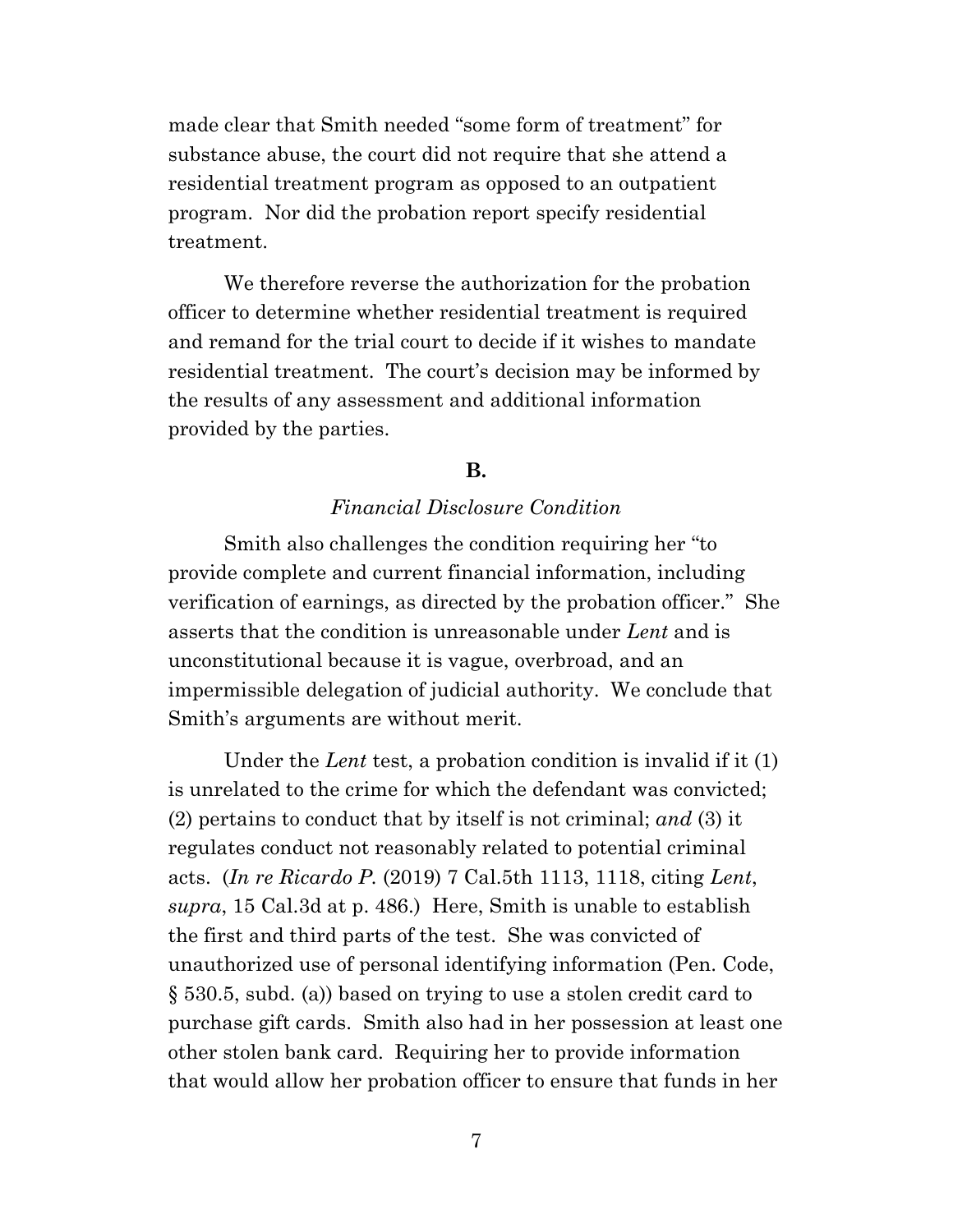made clear that Smith needed "some form of treatment" for substance abuse, the court did not require that she attend a residential treatment program as opposed to an outpatient program. Nor did the probation report specify residential treatment.

We therefore reverse the authorization for the probation officer to determine whether residential treatment is required and remand for the trial court to decide if it wishes to mandate residential treatment. The court's decision may be informed by the results of any assessment and additional information provided by the parties.

**B.**

*Financial Disclosure Condition*

Smith also challenges the condition requiring her "to provide complete and current financial information, including verification of earnings, as directed by the probation officer." She asserts that the condition is unreasonable under *Lent* and is unconstitutional because it is vague, overbroad, and an impermissible delegation of judicial authority. We conclude that Smith's arguments are without merit.

Under the *Lent* test, a probation condition is invalid if it (1) is unrelated to the crime for which the defendant was convicted; (2) pertains to conduct that by itself is not criminal; *and* (3) it regulates conduct not reasonably related to potential criminal acts. (*In re Ricardo P.* (2019) 7 Cal.5th 1113, 1118, citing *Lent*, *supra*, 15 Cal.3d at p. 486.) Here, Smith is unable to establish the first and third parts of the test. She was convicted of unauthorized use of personal identifying information (Pen. Code, § 530.5, subd. (a)) based on trying to use a stolen credit card to purchase gift cards. Smith also had in her possession at least one other stolen bank card. Requiring her to provide information that would allow her probation officer to ensure that funds in her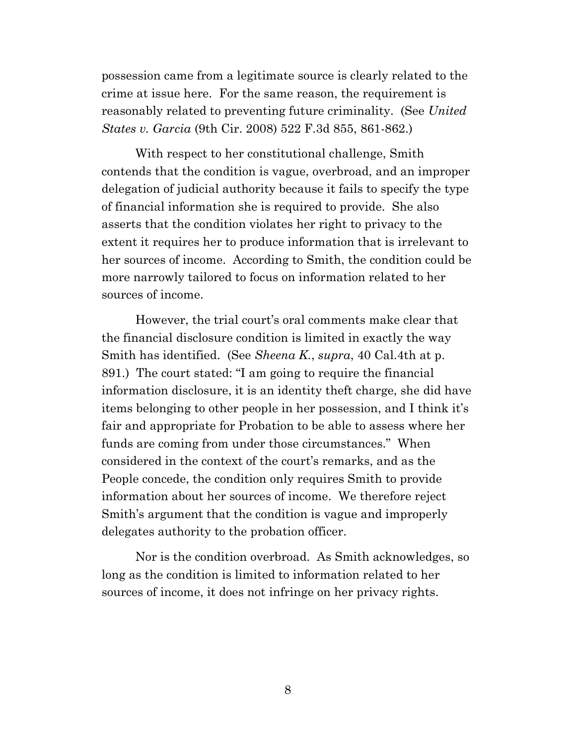possession came from a legitimate source is clearly related to the crime at issue here. For the same reason, the requirement is reasonably related to preventing future criminality. (See *United States v. Garcia* (9th Cir. 2008) 522 F.3d 855, 861-862.)

With respect to her constitutional challenge, Smith contends that the condition is vague, overbroad, and an improper delegation of judicial authority because it fails to specify the type of financial information she is required to provide. She also asserts that the condition violates her right to privacy to the extent it requires her to produce information that is irrelevant to her sources of income. According to Smith, the condition could be more narrowly tailored to focus on information related to her sources of income.

However, the trial court's oral comments make clear that the financial disclosure condition is limited in exactly the way Smith has identified. (See *Sheena K.*, *supra*, 40 Cal.4th at p. 891.) The court stated: "I am going to require the financial information disclosure, it is an identity theft charge, she did have items belonging to other people in her possession, and I think it's fair and appropriate for Probation to be able to assess where her funds are coming from under those circumstances." When considered in the context of the court's remarks, and as the People concede, the condition only requires Smith to provide information about her sources of income. We therefore reject Smith's argument that the condition is vague and improperly delegates authority to the probation officer.

Nor is the condition overbroad. As Smith acknowledges, so long as the condition is limited to information related to her sources of income, it does not infringe on her privacy rights.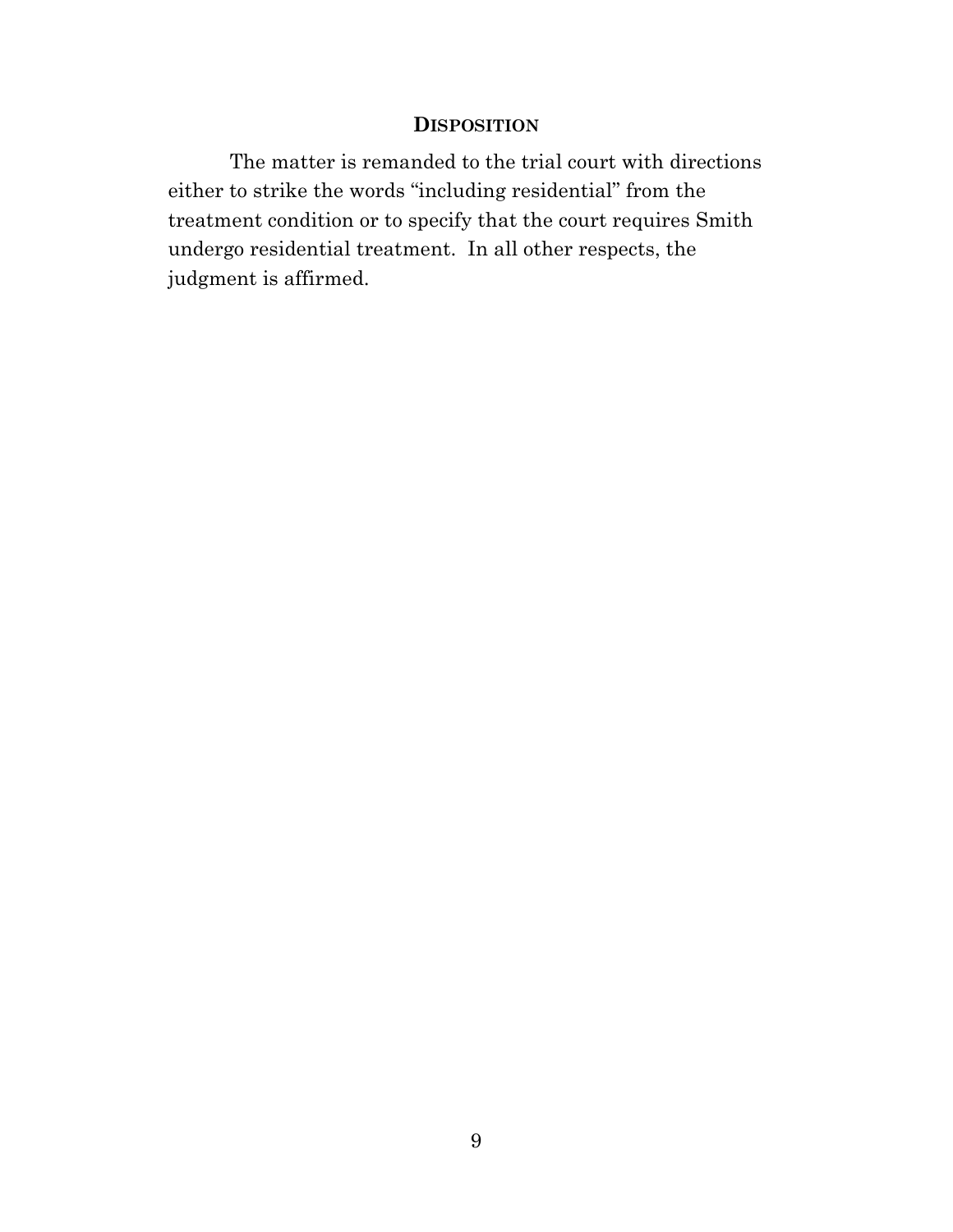## DISPOSITION

The matter is remanded to the trial court with directions either to strike the words "including residential" from the treatment condition or to specify that the court requires Smith undergo residential treatment. In all other respects, the judgment is affirmed.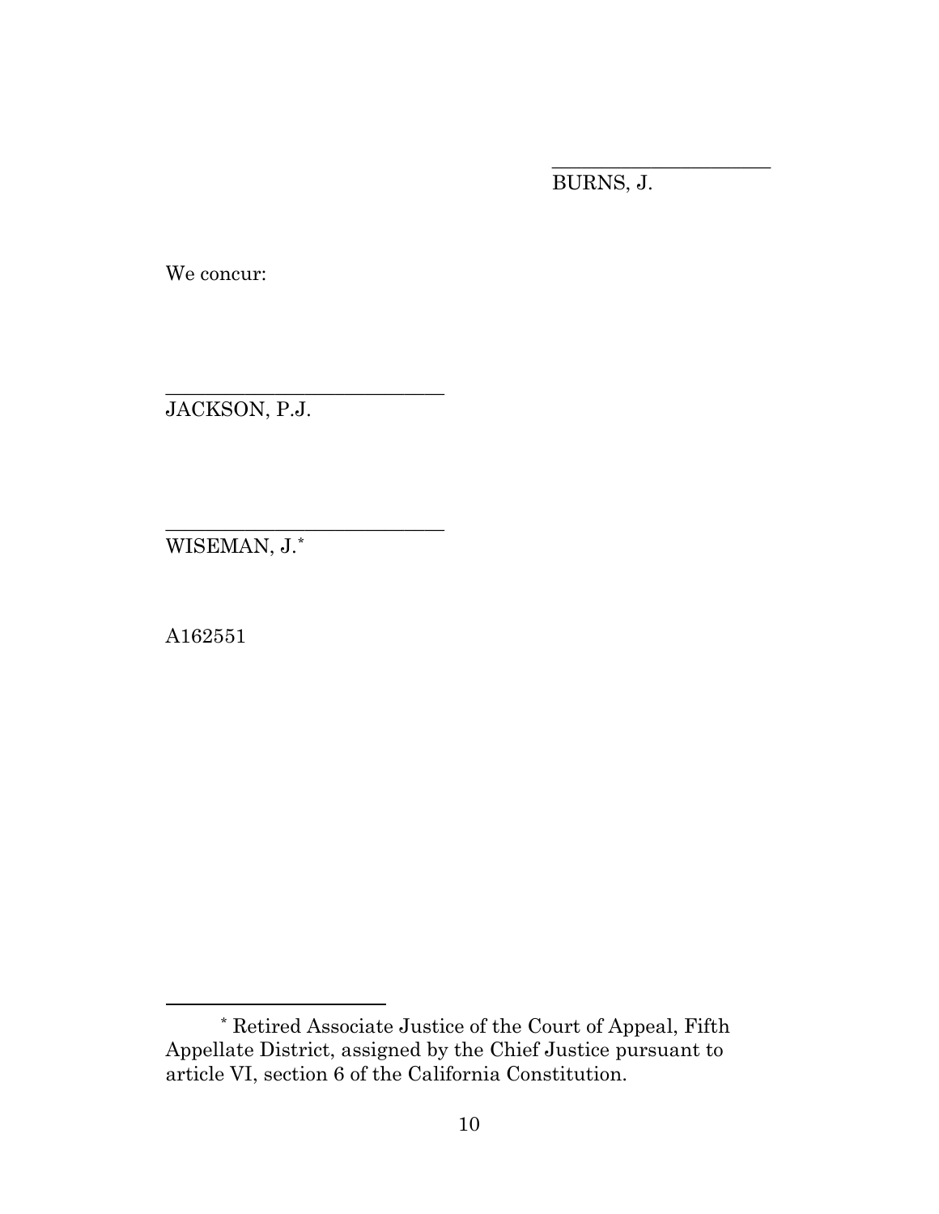_____________________
BURNS, J.

We concur:

_____________________________
JACKSON, P.J.

_____________________________
WISEMAN, J.[*]

A162551

---

[*] Retired Associate Justice of the Court of Appeal, Fifth Appellate District, assigned by the Chief Justice pursuant to article VI, section 6 of the California Constitution.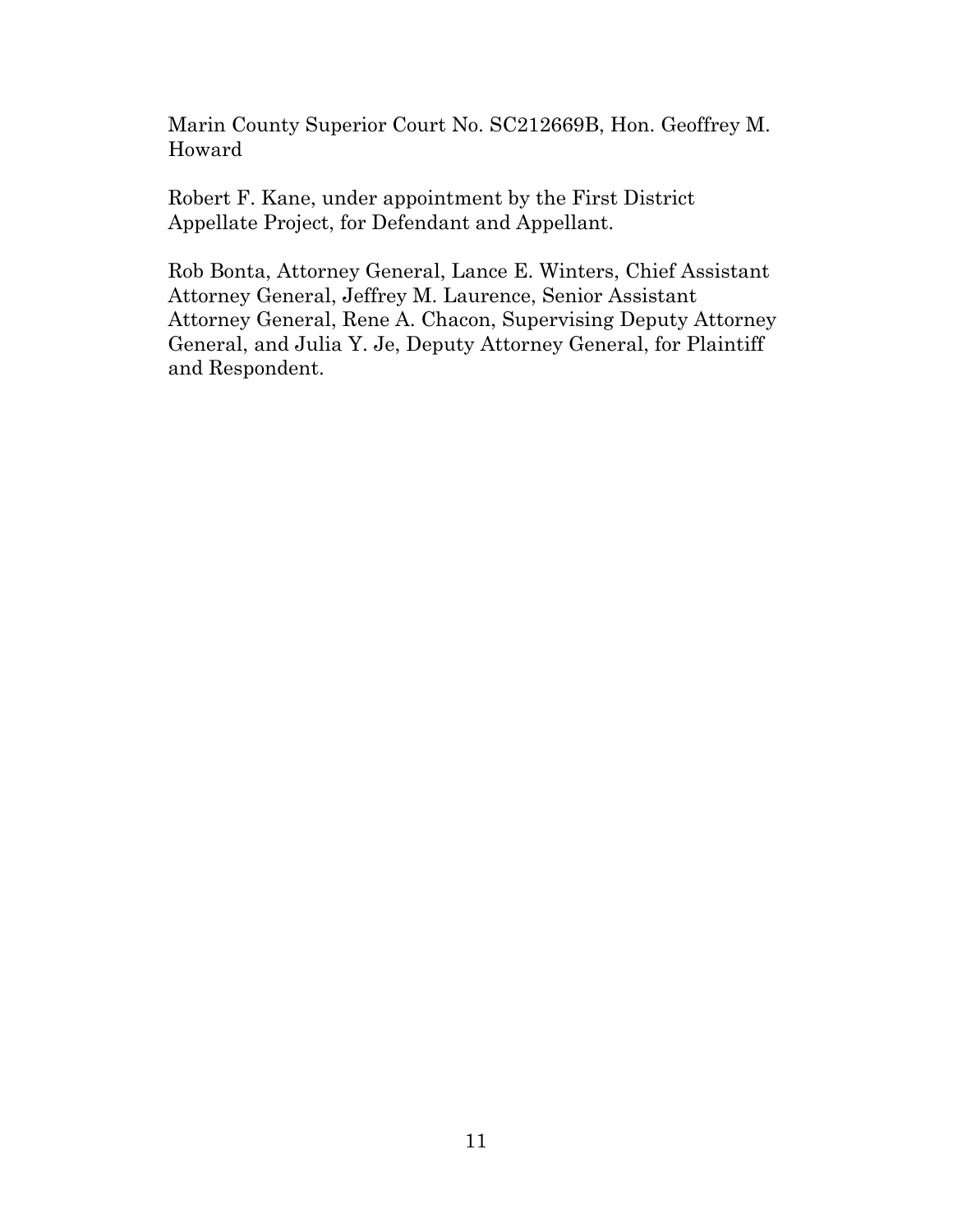Marin County Superior Court No. SC212669B, Hon. Geoffrey M. Howard

Robert F. Kane, under appointment by the First District Appellate Project, for Defendant and Appellant.

Rob Bonta, Attorney General, Lance E. Winters, Chief Assistant Attorney General, Jeffrey M. Laurence, Senior Assistant Attorney General, Rene A. Chacon, Supervising Deputy Attorney General, and Julia Y. Je, Deputy Attorney General, for Plaintiff and Respondent.